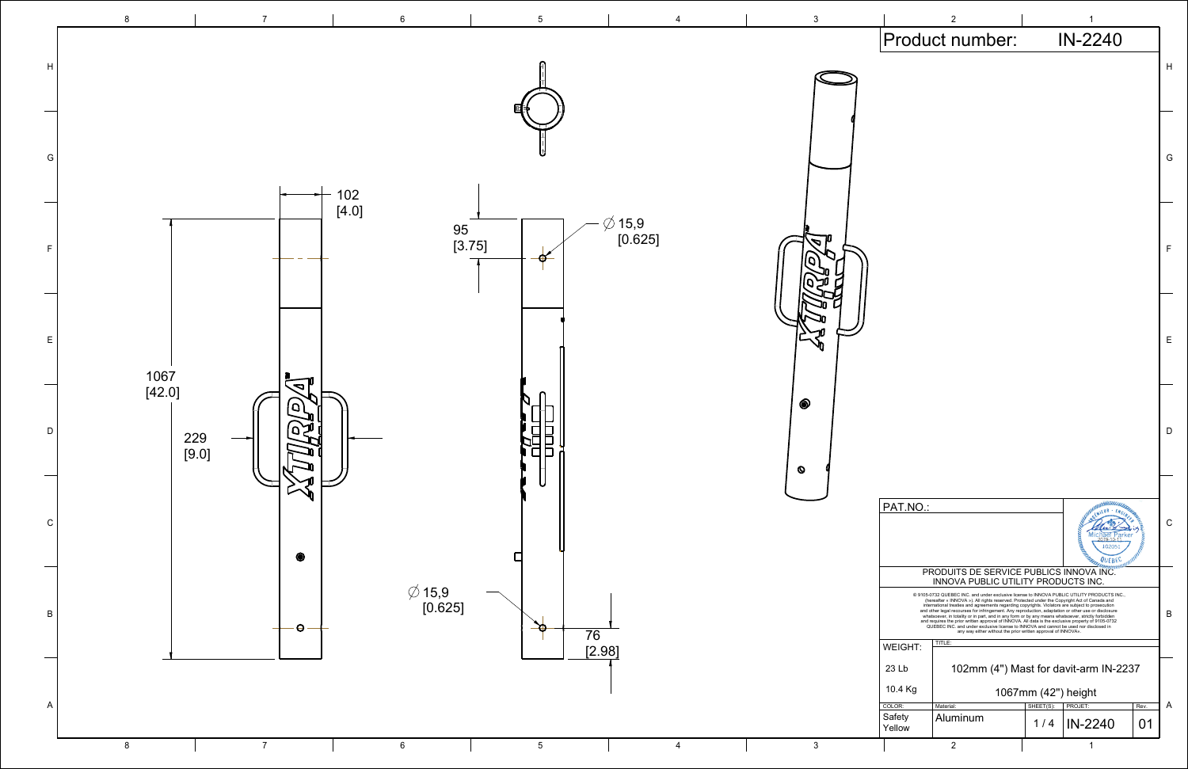# Product number: IN-2240

102
[4.0]

1067
[42.0]

229
[9.0]

95
[3.75]

$\varnothing$ 15,9
[0.625]

$\varnothing$ 15,9
[0.625]

76
[2.98]

PAT.NO.:

PRODUITS DE SERVICE PUBLICS INNOVA INC.
INNOVA PUBLIC UTILITY PRODUCTS INC.

© 9105-0732 QUEBEC INC. and under exclusive license to INNOVA PUBLIC UTILITY PRODUCTS INC., (hereafter « INNOVA »). All rights reserved. Protected under the Copyright Act of Canada and international treaties and agreements regarding copyrights. Violators are subject to prosecution and other legal recourses for infringement. Any reproduction, adaptation or other use or disclosure whatsoever, in totality or in part, and in any form or by any means whatsoever, strictly forbidden and requires the prior written approval of INNOVA. All data is the exclusive property of 9105-0732 QUEBEC INC. and under exclusive license to INNOVA and cannot be used nor disclosed in any way either without the prior written approval of INNOVA».

| WEIGHT: | TITLE: | | | |
|---|---|---|---|---|
| 23 Lb<br>10.4 Kg | 102mm (4") Mast for davit-arm IN-2237<br>1067mm (42") height | | | |
| COLOR: | Material: | SHEET(S): | PROJET: | Rev. |
| Safety Yellow | Aluminum | 1 / 4 | IN-2240 | 01 |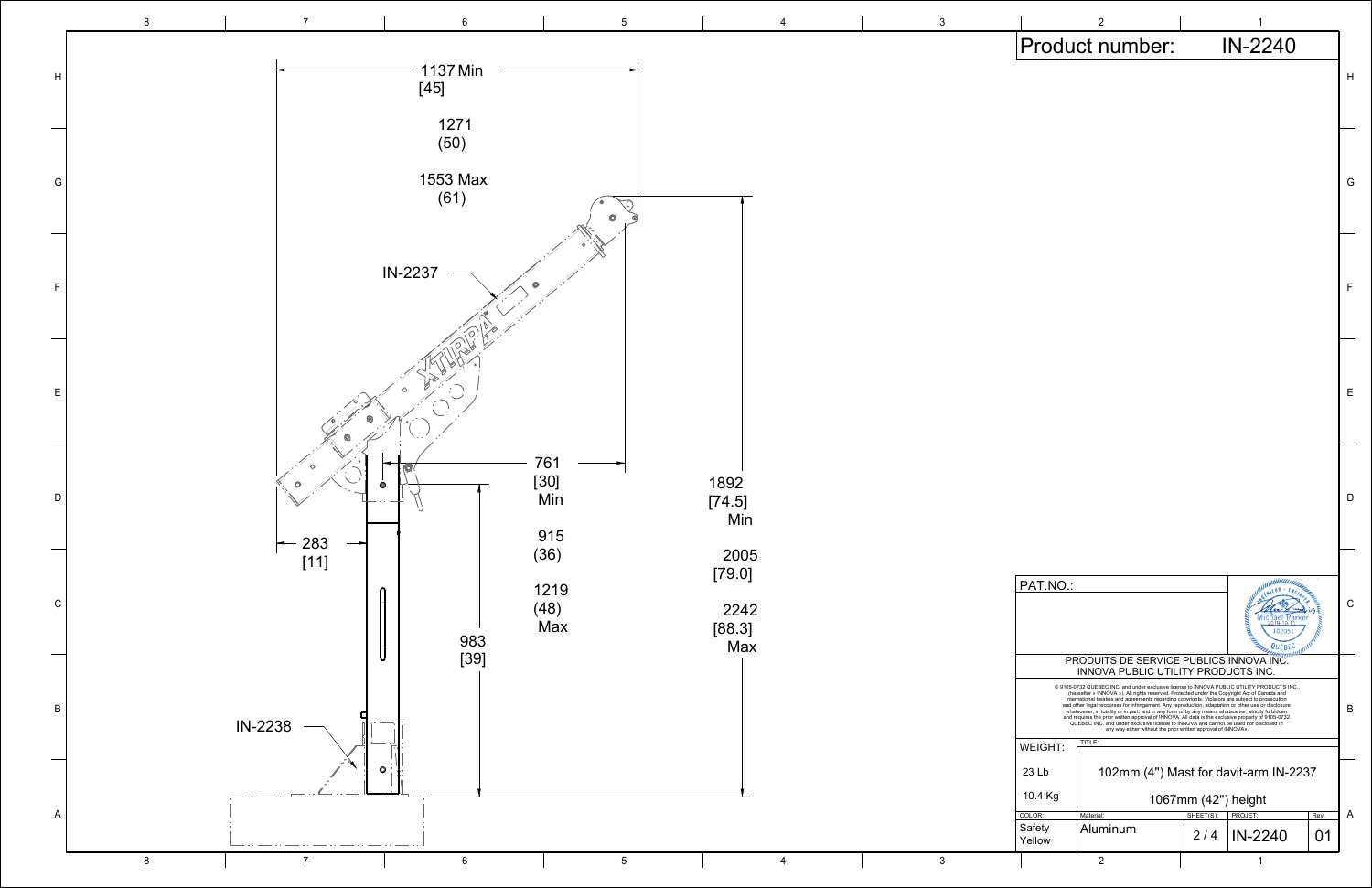# Product number: IN-2240

1137 Min
[45]

1271
(50)

1553 Max
(61)

IN-2237

761
[30]
Min

915
(36)

1219
(48)
Max

1892
[74.5]
Min

2005
[79.0]

2242
[88.3]
Max

283
[11]

983
[39]

IN-2238

PAT.NO.:

PRODUITS DE SERVICE PUBLICS INNOVA INC.
INNOVA PUBLIC UTILITY PRODUCTS INC.

© 9105-0732 QUEBEC INC. and under exclusive license to INNOVA PUBLIC UTILITY PRODUCTS INC., (hereafter « INNOVA »). All rights reserved. Protected under the Copyright Act of Canada and international treaties and agreements regarding copyrights. Violators are subject to prosecution and other legal recourses for infringement. Any reproduction, adaptation or other use or disclosure whatsoever, in totality or in part, and in any form or by any means whatsoever, strictly forbidden and requires the prior written approval of INNOVA. All data is the exclusive property of 9105-0732 QUEBEC INC. and under exclusive license to INNOVA and cannot be used nor disclosed in any way either without the prior written approval of INNOVA».

| WEIGHT: | TITLE: | | | |
|---|---|---|---|---|
| 23 Lb | 102mm (4") Mast for davit-arm IN-2237 | | | |
| 10.4 Kg | 1067mm (42") height | | | |
| COLOR: | Material: | SHEET(S): | PROJET: | Rev. |
| Safety Yellow | Aluminum | 2 / 4 | IN-2240 | 01 |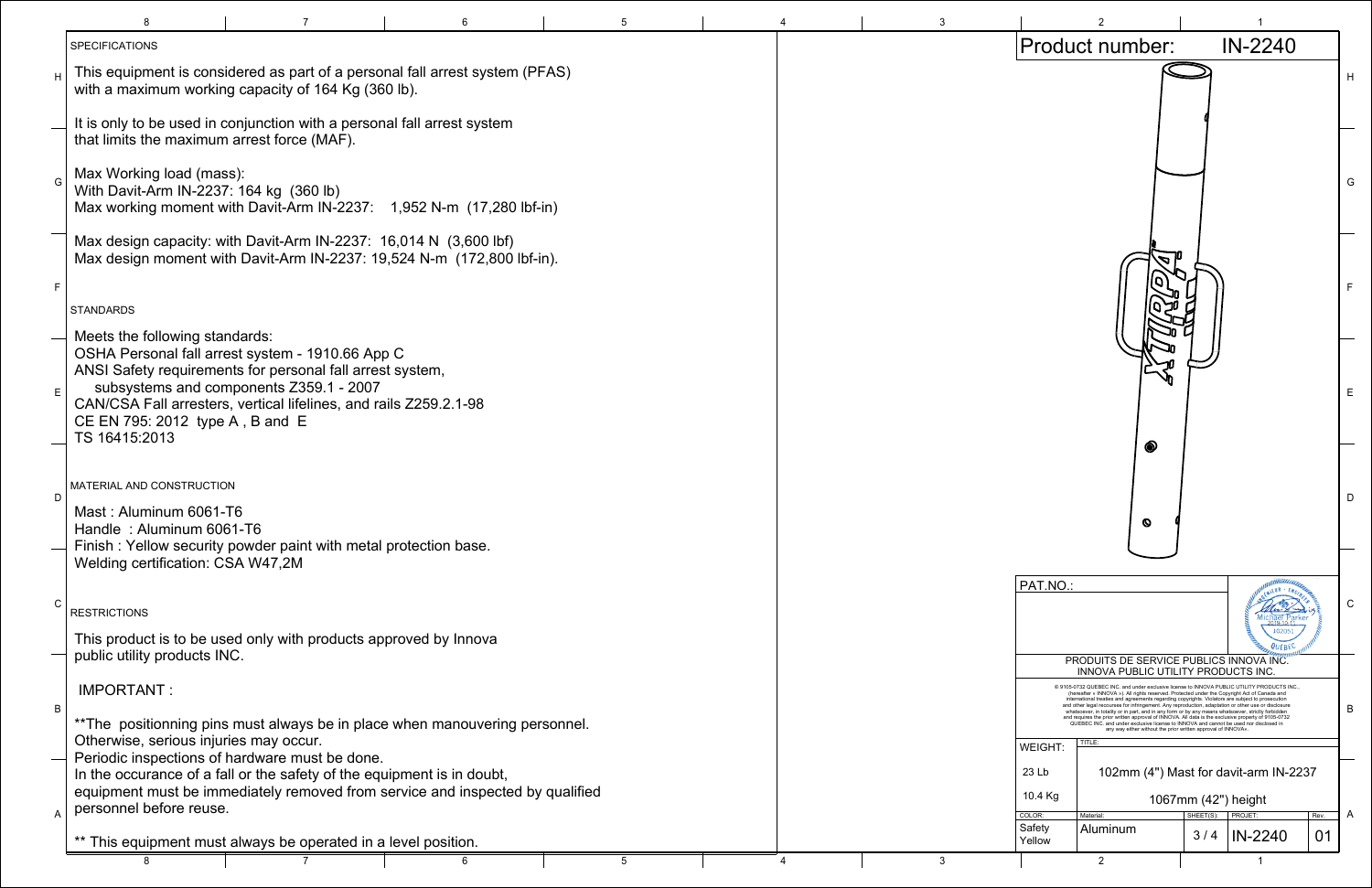## SPECIFICATIONS

This equipment is considered as part of a personal fall arrest system (PFAS) with a maximum working capacity of 164 Kg (360 lb).

It is only to be used in conjunction with a personal fall arrest system that limits the maximum arrest force (MAF).

Max Working load (mass):
With Davit-Arm IN-2237: 164 kg (360 lb)
Max working moment with Davit-Arm IN-2237: 1,952 N-m (17,280 lbf-in)

Max design capacity: with Davit-Arm IN-2237: 16,014 N (3,600 lbf)
Max design moment with Davit-Arm IN-2237: 19,524 N-m (172,800 lbf-in).

## STANDARDS

Meets the following standards:
OSHA Personal fall arrest system - 1910.66 App C
ANSI Safety requirements for personal fall arrest system, subsystems and components Z359.1 - 2007
CAN/CSA Fall arresters, vertical lifelines, and rails Z259.2.1-98
CE EN 795: 2012 type A , B and E
TS 16415:2013

## MATERIAL AND CONSTRUCTION

Mast : Aluminum 6061-T6
Handle : Aluminum 6061-T6
Finish : Yellow security powder paint with metal protection base.
Welding certification: CSA W47,2M

## RESTRICTIONS

This product is to be used only with products approved by Innova public utility products INC.

IMPORTANT :

**The positionning pins must always be in place when manouvering personnel. Otherwise, serious injuries may occur.
Periodic inspections of hardware must be done.
In the occurance of a fall or the safety of the equipment is in doubt, equipment must be immediately removed from service and inspected by qualified personnel before reuse.

** This equipment must always be operated in a level position.

---

Product number: IN-2240

XTIRPA

PAT.NO.:

Michael Parker

PRODUITS DE SERVICE PUBLICS INNOVA INC.
INNOVA PUBLIC UTILITY PRODUCTS INC.

© 9105-0732 QUEBEC INC. and under exclusive license to INNOVA PUBLIC UTILITY PRODUCTS INC., (hereafter « INNOVA »). All rights reserved. Protected under the Copyright Act of Canada and international treaties and agreements regarding copyrights. Violators are subject to prosecution and other legal recourses for infringement. Any reproduction, adaptation or other use or disclosure whatsoever, in totality or in part, and in any form or by any means whatsoever, strictly forbidden and requires the prior written approval of INNOVA. All data is the exclusive property of 9105-0732 QUEBEC INC. and under exclusive license to INNOVA and cannot be used nor disclosed in any way either without the prior written approval of INNOVA».

| WEIGHT: | TITLE: | | | |
|---|---|---|---|---|
| 23 Lb | 102mm (4") Mast for davit-arm IN-2237 | | | |
| 10.4 Kg | 1067mm (42") height | | | |
| COLOR: | Material: | SHEET(S): | PROJET: | Rev. |
| Safety Yellow | Aluminum | 3 / 4 | IN-2240 | 01 |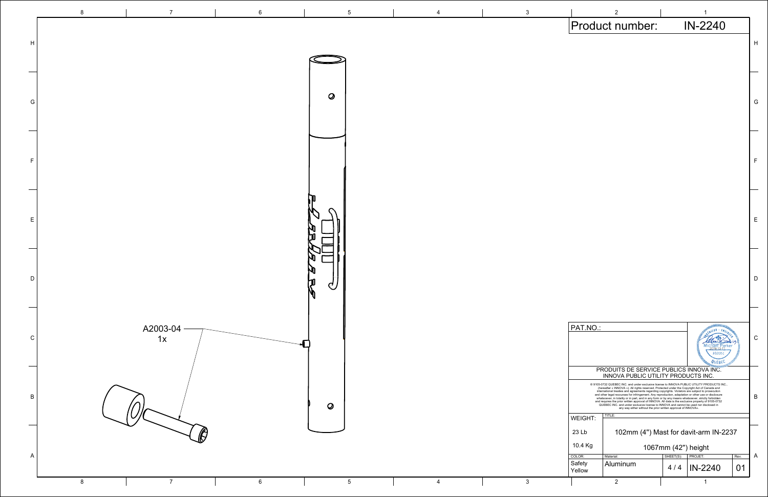# Product number: IN-2240

A2003-04
1x

PAT.NO.:

Michael Parker

PRODUITS DE SERVICE PUBLICS INNOVA INC.
INNOVA PUBLIC UTILITY PRODUCTS INC.

® 9105-0732 QUEBEC INC. and under exclusive license to INNOVA PUBLIC UTILITY PRODUCTS INC., (hereafter « INNOVA »). All rights reserved. Protected under the Copyright Act of Canada and international treaties and agreements regarding copyrights. Violators are subject to prosecution and other legal recourses for infringement. Any reproduction, adaptation or other use or disclosure whatsoever, in totality or in part, and in any form or by any means whatsoever, strictly forbidden and requires the prior written approval of INNOVA. All data is the exclusive property of 9105-0732 QUEBEC INC. and under exclusive license to INNOVA and cannot be used nor disclosed in any way either without the prior written approval of INNOVA».

| | | | | |
|---|---|---|---|---|
| WEIGHT: 23 Lb 10.4 Kg | TITLE: 102mm (4") Mast for davit-arm IN-2237 1067mm (42") height | | | |
| COLOR: Safety Yellow | Material: Aluminum | SHEET(S): 4 / 4 | PROJET: IN-2240 | Rev. 01 |